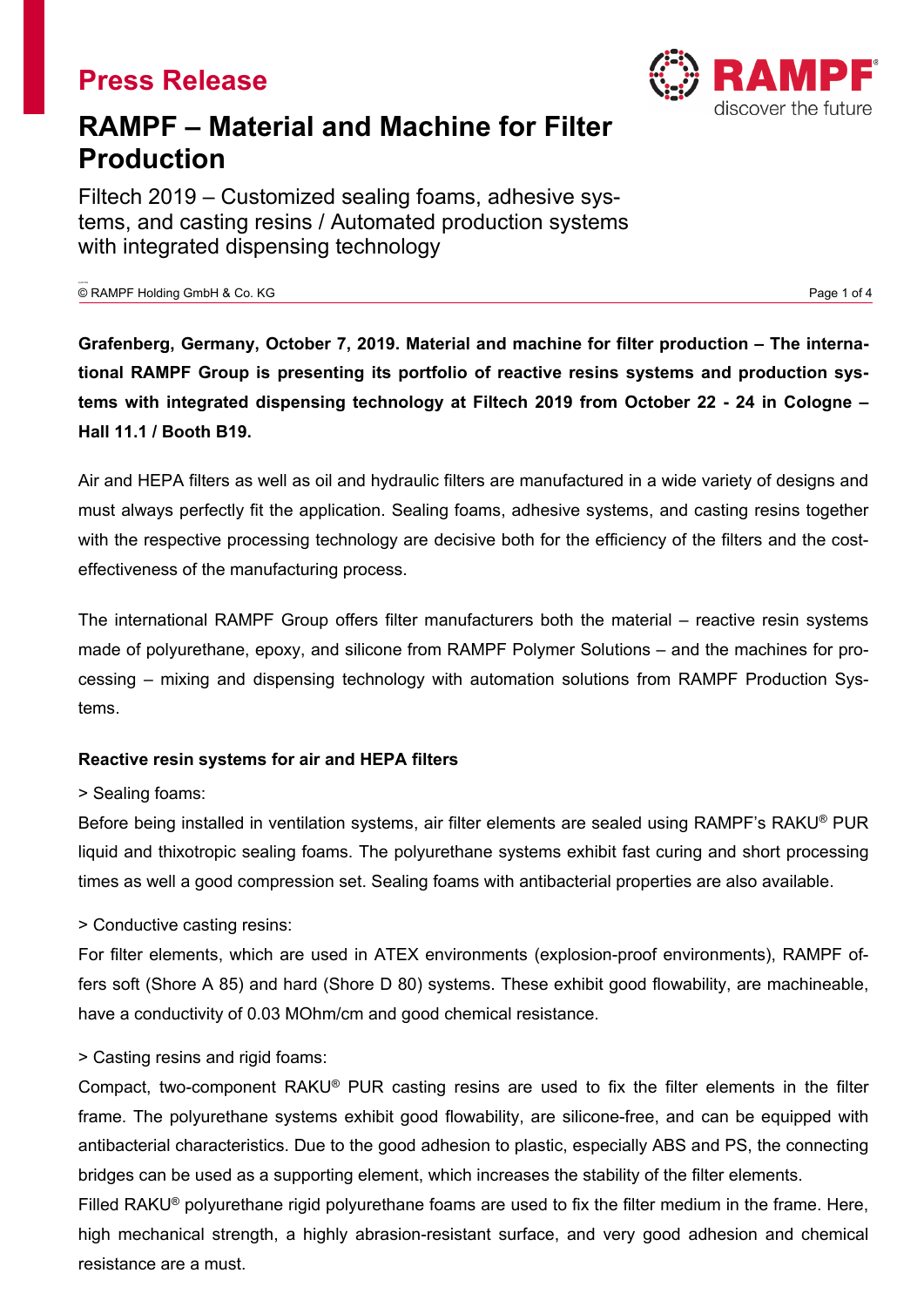# Press Release

## RAMPF – Material and Machine for Filter Production

Filtech 2019 – Customized sealing foams, adhesive systems, and casting resins / Automated production systems with integrated dispensing technology

**Grafenberg, Germany, October 7, 2019. Material and machine for filter production – The international RAMPF Group is presenting its portfolio of reactive resins systems and production systems with integrated dispensing technology at Filtech 2019 from October 22 - 24 in Cologne – Hall 11.1 / Booth B19.**

Air and HEPA filters as well as oil and hydraulic filters are manufactured in a wide variety of designs and must always perfectly fit the application. Sealing foams, adhesive systems, and casting resins together with the respective processing technology are decisive both for the efficiency of the filters and the cost-effectiveness of the manufacturing process.

The international RAMPF Group offers filter manufacturers both the material – reactive resin systems made of polyurethane, epoxy, and silicone from RAMPF Polymer Solutions – and the machines for processing – mixing and dispensing technology with automation solutions from RAMPF Production Systems.

**Reactive resin systems for air and HEPA filters**

> Sealing foams:

Before being installed in ventilation systems, air filter elements are sealed using RAMPF's RAKU® PUR liquid and thixotropic sealing foams. The polyurethane systems exhibit fast curing and short processing times as well a good compression set. Sealing foams with antibacterial properties are also available.

> Conductive casting resins:

For filter elements, which are used in ATEX environments (explosion-proof environments), RAMPF offers soft (Shore A 85) and hard (Shore D 80) systems. These exhibit good flowability, are machineable, have a conductivity of 0.03 MOhm/cm and good chemical resistance.

> Casting resins and rigid foams:

Compact, two-component RAKU® PUR casting resins are used to fix the filter elements in the filter frame. The polyurethane systems exhibit good flowability, are silicone-free, and can be equipped with antibacterial characteristics. Due to the good adhesion to plastic, especially ABS and PS, the connecting bridges can be used as a supporting element, which increases the stability of the filter elements.

Filled RAKU® polyurethane rigid polyurethane foams are used to fix the filter medium in the frame. Here, high mechanical strength, a highly abrasion-resistant surface, and very good adhesion and chemical resistance are a must.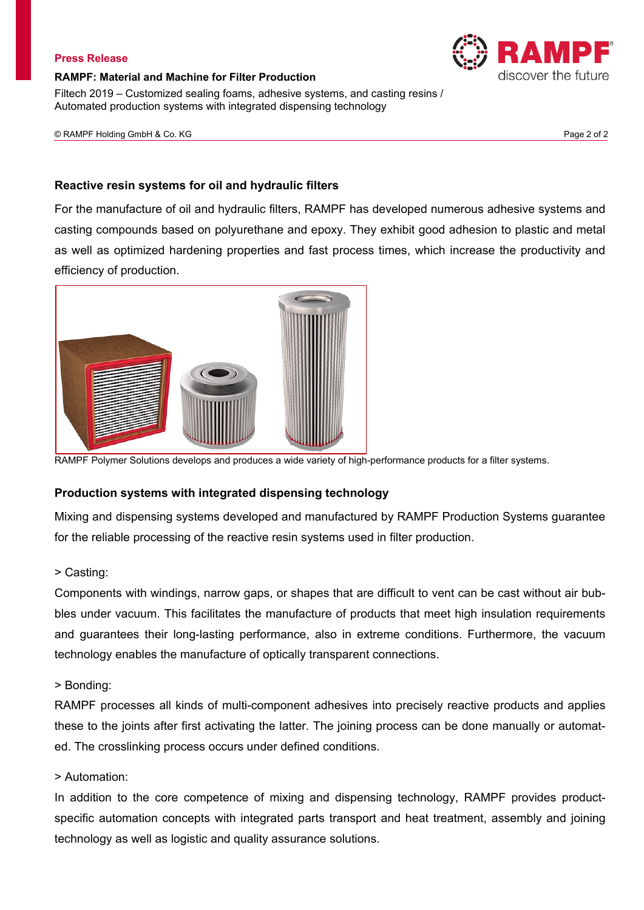### Reactive resin systems for oil and hydraulic filters

For the manufacture of oil and hydraulic filters, RAMPF has developed numerous adhesive systems and casting compounds based on polyurethane and epoxy. They exhibit good adhesion to plastic and metal as well as optimized hardening properties and fast process times, which increase the productivity and efficiency of production.

RAMPF Polymer Solutions develops and produces a wide variety of high-performance products for a filter systems.

### Production systems with integrated dispensing technology

Mixing and dispensing systems developed and manufactured by RAMPF Production Systems guarantee for the reliable processing of the reactive resin systems used in filter production.

> Casting:

Components with windings, narrow gaps, or shapes that are difficult to vent can be cast without air bubbles under vacuum. This facilitates the manufacture of products that meet high insulation requirements and guarantees their long-lasting performance, also in extreme conditions. Furthermore, the vacuum technology enables the manufacture of optically transparent connections.

> Bonding:

RAMPF processes all kinds of multi-component adhesives into precisely reactive products and applies these to the joints after first activating the latter. The joining process can be done manually or automated. The crosslinking process occurs under defined conditions.

> Automation:

In addition to the core competence of mixing and dispensing technology, RAMPF provides product-specific automation concepts with integrated parts transport and heat treatment, assembly and joining technology as well as logistic and quality assurance solutions.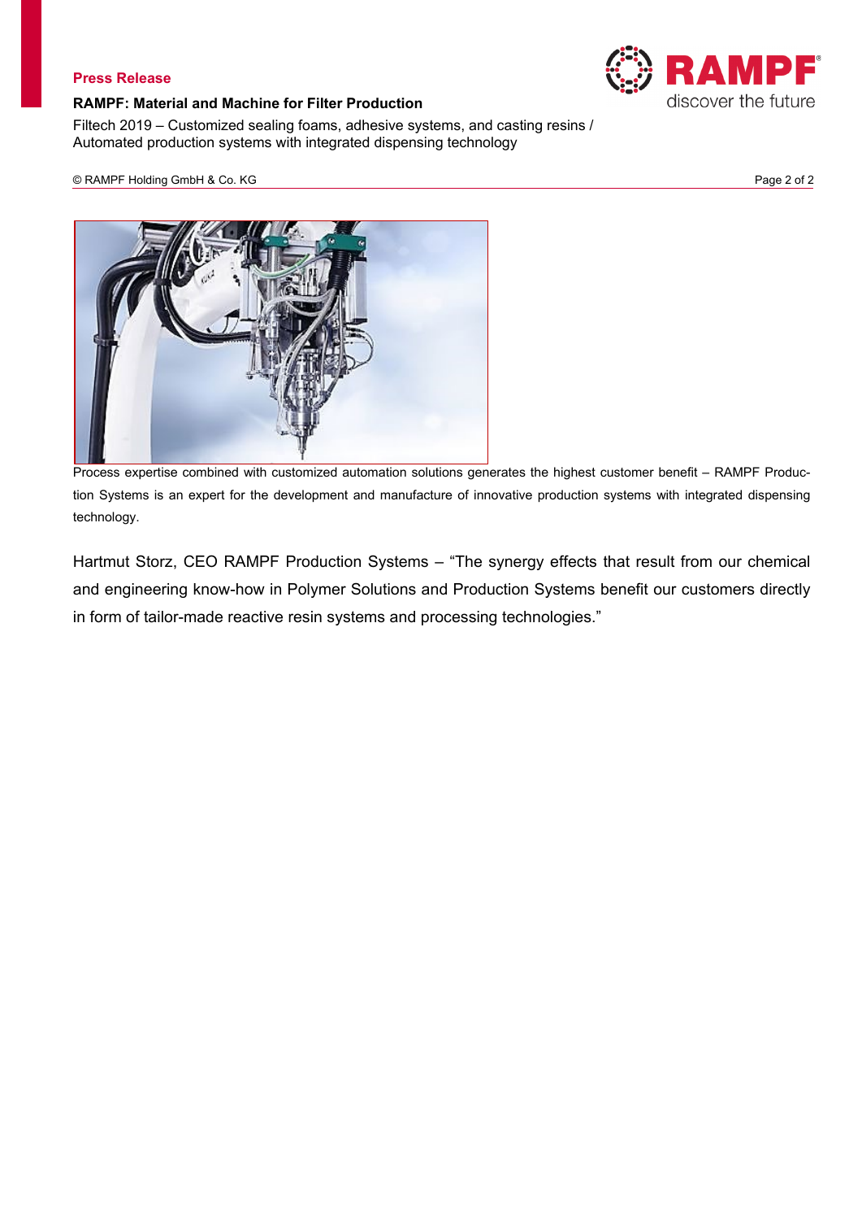Process expertise combined with customized automation solutions generates the highest customer benefit – RAMPF Production Systems is an expert for the development and manufacture of innovative production systems with integrated dispensing technology.

Hartmut Storz, CEO RAMPF Production Systems – "The synergy effects that result from our chemical and engineering know-how in Polymer Solutions and Production Systems benefit our customers directly in form of tailor-made reactive resin systems and processing technologies."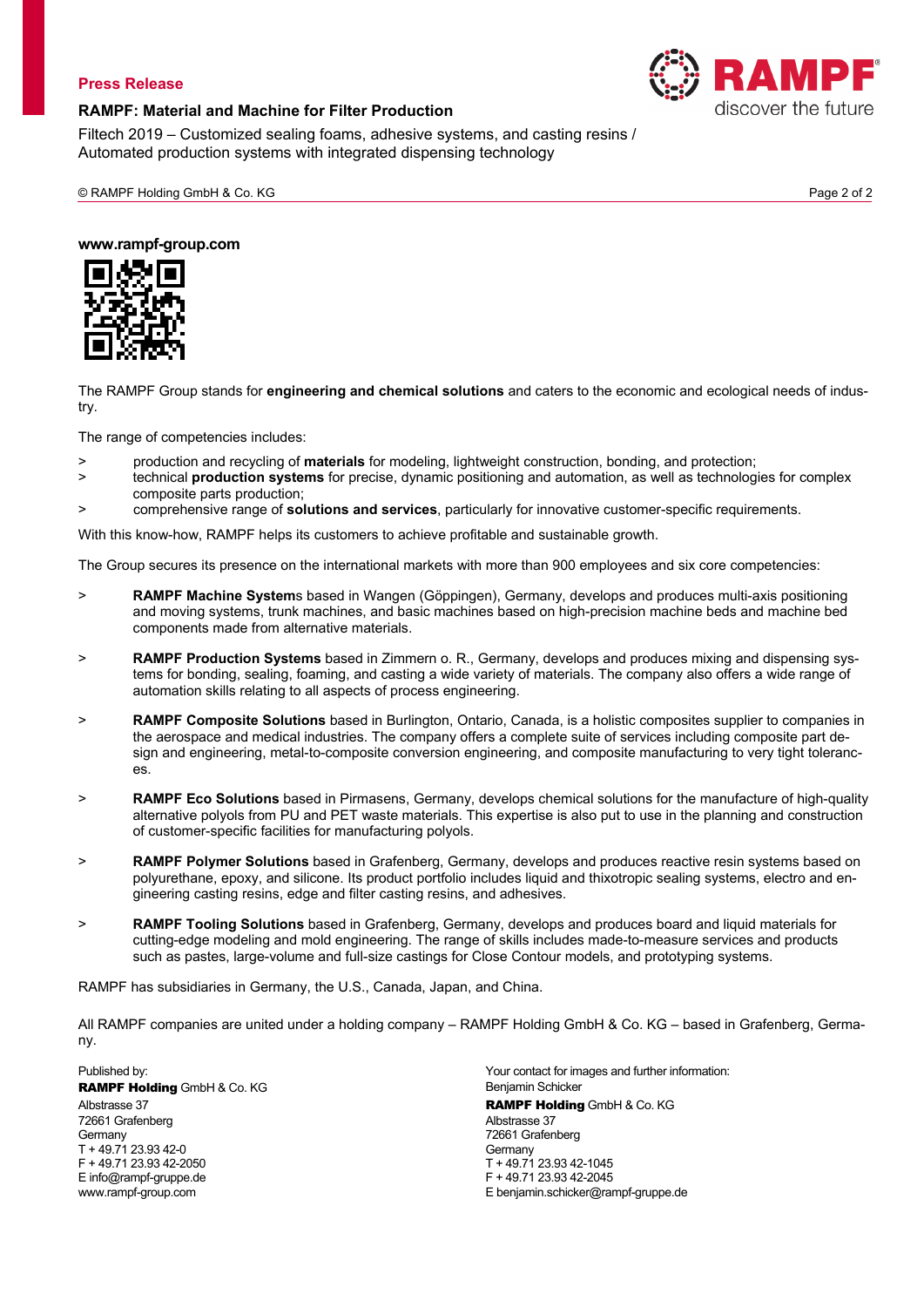**www.rampf-group.com**

The RAMPF Group stands for **engineering and chemical solutions** and caters to the economic and ecological needs of industry.

The range of competencies includes:

- production and recycling of **materials** for modeling, lightweight construction, bonding, and protection;
- technical **production systems** for precise, dynamic positioning and automation, as well as technologies for complex composite parts production;
- comprehensive range of **solutions and services**, particularly for innovative customer-specific requirements.

With this know-how, RAMPF helps its customers to achieve profitable and sustainable growth.

The Group secures its presence on the international markets with more than 900 employees and six core competencies:

- **RAMPF Machine Systems** based in Wangen (Göppingen), Germany, develops and produces multi-axis positioning and moving systems, trunk machines, and basic machines based on high-precision machine beds and machine bed components made from alternative materials.

- **RAMPF Production Systems** based in Zimmern o. R., Germany, develops and produces mixing and dispensing systems for bonding, sealing, foaming, and casting a wide variety of materials. The company also offers a wide range of automation skills relating to all aspects of process engineering.

- **RAMPF Composite Solutions** based in Burlington, Ontario, Canada, is a holistic composites supplier to companies in the aerospace and medical industries. The company offers a complete suite of services including composite part design and engineering, metal-to-composite conversion engineering, and composite manufacturing to very tight tolerances.

- **RAMPF Eco Solutions** based in Pirmasens, Germany, develops chemical solutions for the manufacture of high-quality alternative polyols from PU and PET waste materials. This expertise is also put to use in the planning and construction of customer-specific facilities for manufacturing polyols.

- **RAMPF Polymer Solutions** based in Grafenberg, Germany, develops and produces reactive resin systems based on polyurethane, epoxy, and silicone. Its product portfolio includes liquid and thixotropic sealing systems, electro and engineering casting resins, edge and filter casting resins, and adhesives.

- **RAMPF Tooling Solutions** based in Grafenberg, Germany, develops and produces board and liquid materials for cutting-edge modeling and mold engineering. The range of skills includes made-to-measure services and products such as pastes, large-volume and full-size castings for Close Contour models, and prototyping systems.

RAMPF has subsidiaries in Germany, the U.S., Canada, Japan, and China.

All RAMPF companies are united under a holding company – RAMPF Holding GmbH & Co. KG – based in Grafenberg, Germany.

Published by:
**RAMPF Holding** GmbH & Co. KG
Albstrasse 37
72661 Grafenberg
Germany
T + 49.71 23.93 42-0
F + 49.71 23.93 42-2050
E info@rampf-gruppe.de
www.rampf-group.com

Your contact for images and further information:
Benjamin Schicker
**RAMPF Holding** GmbH & Co. KG
Albstrasse 37
72661 Grafenberg
Germany
T + 49.71 23.93 42-1045
F + 49.71 23.93 42-2045
E benjamin.schicker@rampf-gruppe.de